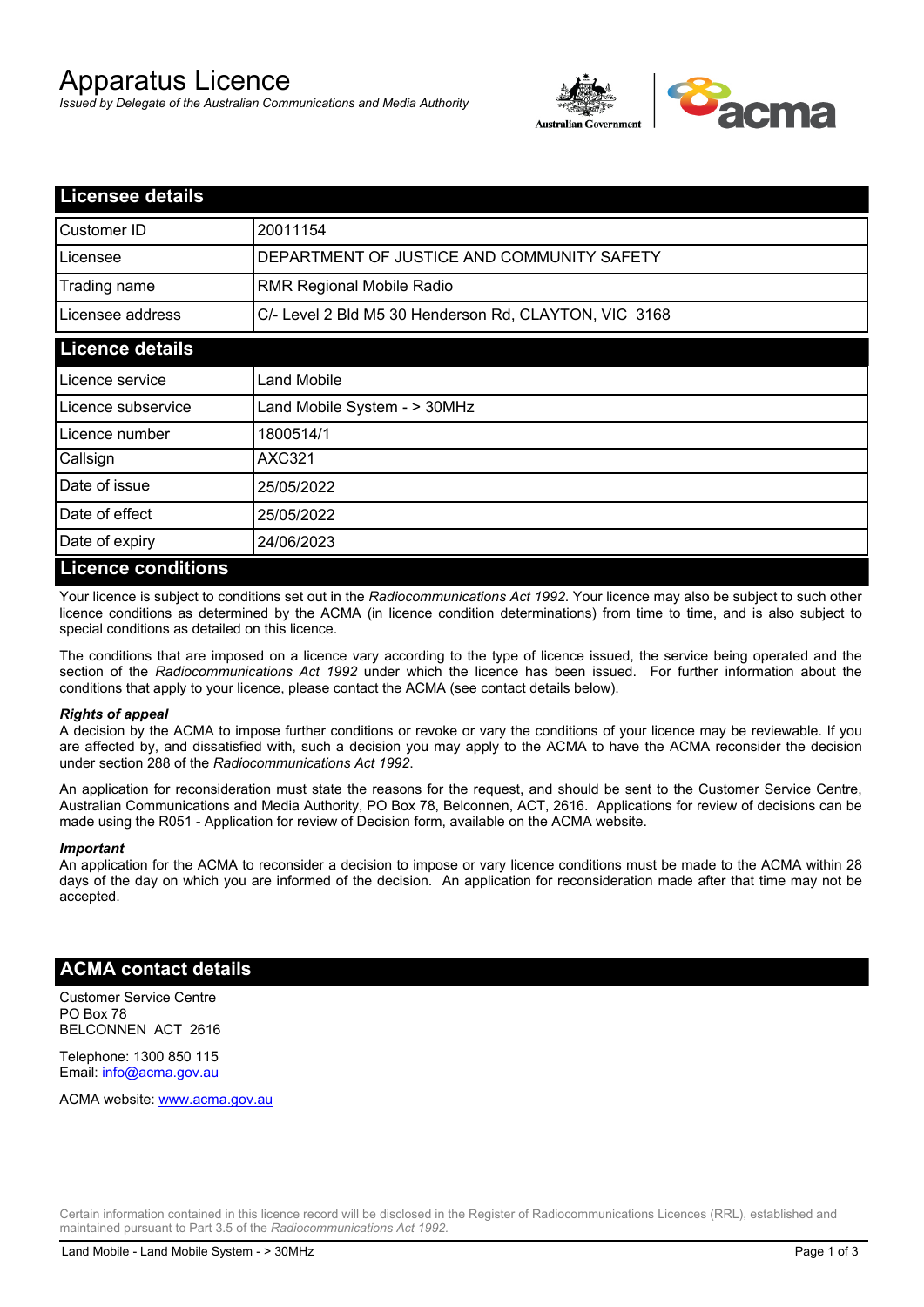# Apparatus Licence

*Issued by Delegate of the Australian Communications and Media Authority*

## Licensee details

| | |
|---|---|
| Customer ID | 20011154 |
| Licensee | DEPARTMENT OF JUSTICE AND COMMUNITY SAFETY |
| Trading name | RMR Regional Mobile Radio |
| Licensee address | C/- Level 2 Bld M5 30 Henderson Rd, CLAYTON, VIC 3168 |

## Licence details

| | |
|---|---|
| Licence service | Land Mobile |
| Licence subservice | Land Mobile System - > 30MHz |
| Licence number | 1800514/1 |
| Callsign | AXC321 |
| Date of issue | 25/05/2022 |
| Date of effect | 25/05/2022 |
| Date of expiry | 24/06/2023 |

## Licence conditions

Your licence is subject to conditions set out in the *Radiocommunications Act 1992*. Your licence may also be subject to such other licence conditions as determined by the ACMA (in licence condition determinations) from time to time, and is also subject to special conditions as detailed on this licence.

The conditions that are imposed on a licence vary according to the type of licence issued, the service being operated and the section of the *Radiocommunications Act 1992* under which the licence has been issued. For further information about the conditions that apply to your licence, please contact the ACMA (see contact details below).

### *Rights of appeal*

A decision by the ACMA to impose further conditions or revoke or vary the conditions of your licence may be reviewable. If you are affected by, and dissatisfied with, such a decision you may apply to the ACMA to have the ACMA reconsider the decision under section 288 of the *Radiocommunications Act 1992*.

An application for reconsideration must state the reasons for the request, and should be sent to the Customer Service Centre, Australian Communications and Media Authority, PO Box 78, Belconnen, ACT, 2616. Applications for review of decisions can be made using the R051 - Application for review of Decision form, available on the ACMA website.

### *Important*

An application for the ACMA to reconsider a decision to impose or vary licence conditions must be made to the ACMA within 28 days of the day on which you are informed of the decision. An application for reconsideration made after that time may not be accepted.

## ACMA contact details

Customer Service Centre
PO Box 78
BELCONNEN ACT 2616

Telephone: 1300 850 115
Email: info@acma.gov.au

ACMA website: www.acma.gov.au

Certain information contained in this licence record will be disclosed in the Register of Radiocommunications Licences (RRL), established and maintained pursuant to Part 3.5 of the *Radiocommunications Act 1992.*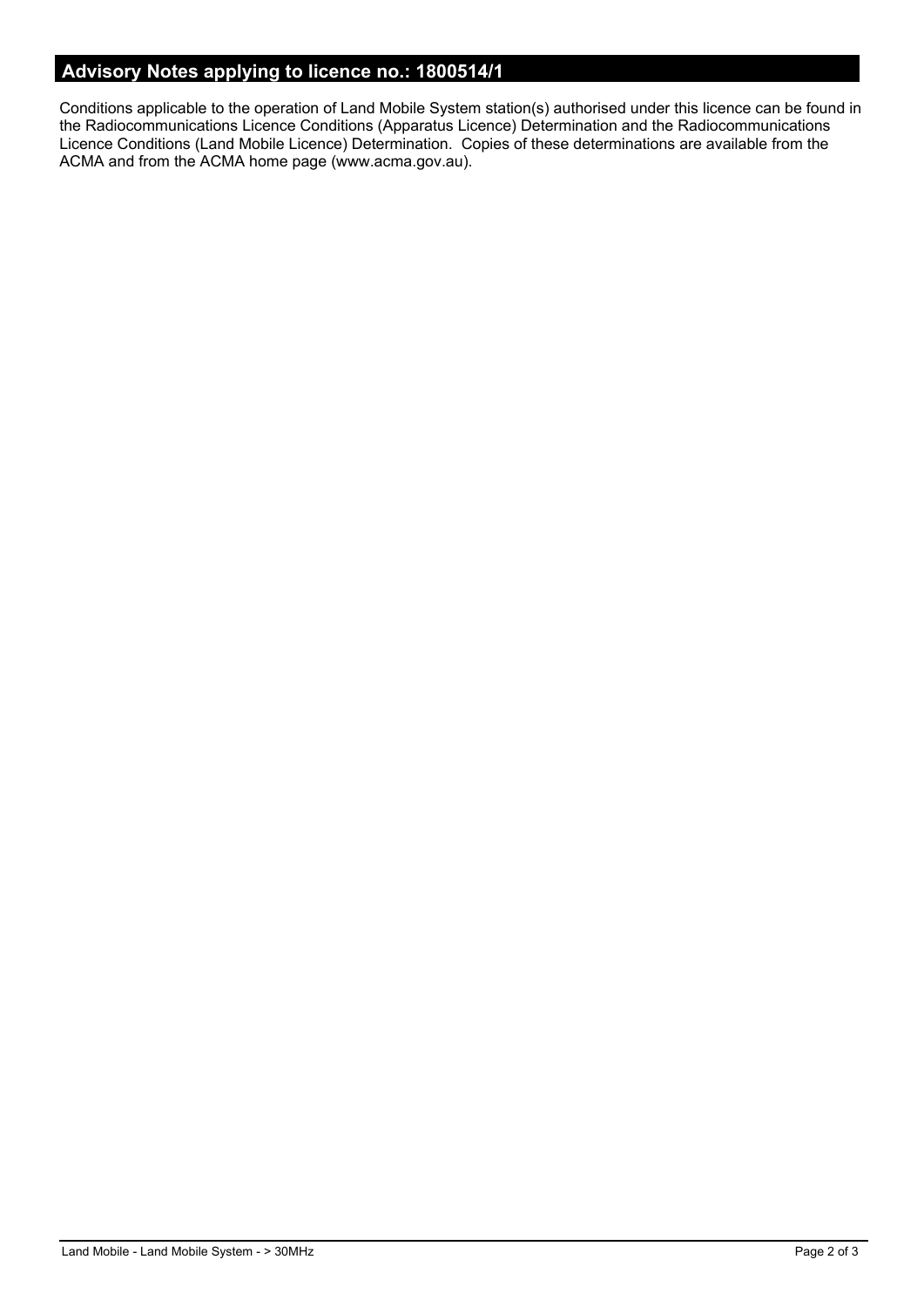## Advisory Notes applying to licence no.: 1800514/1

Conditions applicable to the operation of Land Mobile System station(s) authorised under this licence can be found in the Radiocommunications Licence Conditions (Apparatus Licence) Determination and the Radiocommunications Licence Conditions (Land Mobile Licence) Determination. Copies of these determinations are available from the ACMA and from the ACMA home page (www.acma.gov.au).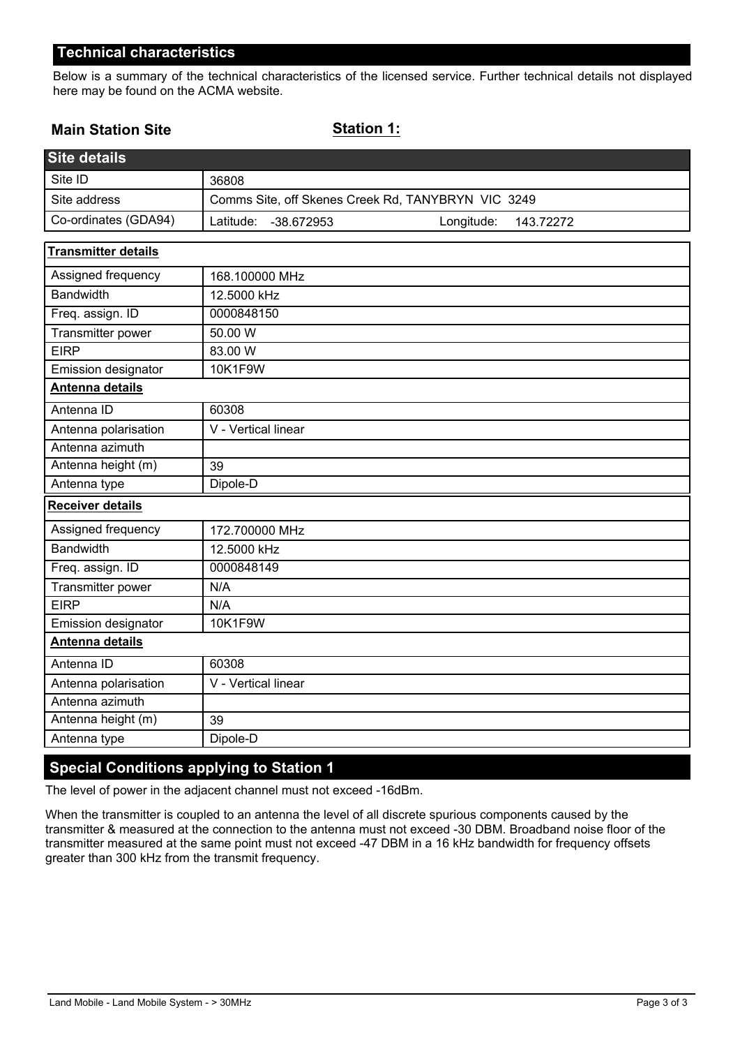## Technical characteristics

Below is a summary of the technical characteristics of the licensed service. Further technical details not displayed here may be found on the ACMA website.

**Main Station Site** **Station 1:**

| Site details | |
|---|---|
| Site ID | 36808 |
| Site address | Comms Site, off Skenes Creek Rd, TANYBRYN VIC 3249 |
| Co-ordinates (GDA94) | Latitude: -38.672953 Longitude: 143.72272 |

| Transmitter details | |
|---|---|
| Assigned frequency | 168.100000 MHz |
| Bandwidth | 12.5000 kHz |
| Freq. assign. ID | 0000848150 |
| Transmitter power | 50.00 W |
| EIRP | 83.00 W |
| Emission designator | 10K1F9W |
| **Antenna details** | |
| Antenna ID | 60308 |
| Antenna polarisation | V - Vertical linear |
| Antenna azimuth | |
| Antenna height (m) | 39 |
| Antenna type | Dipole-D |

| Receiver details | |
|---|---|
| Assigned frequency | 172.700000 MHz |
| Bandwidth | 12.5000 kHz |
| Freq. assign. ID | 0000848149 |
| Transmitter power | N/A |
| EIRP | N/A |
| Emission designator | 10K1F9W |
| **Antenna details** | |
| Antenna ID | 60308 |
| Antenna polarisation | V - Vertical linear |
| Antenna azimuth | |
| Antenna height (m) | 39 |
| Antenna type | Dipole-D |

## Special Conditions applying to Station 1

The level of power in the adjacent channel must not exceed -16dBm.

When the transmitter is coupled to an antenna the level of all discrete spurious components caused by the transmitter & measured at the connection to the antenna must not exceed -30 DBM. Broadband noise floor of the transmitter measured at the same point must not exceed -47 DBM in a 16 kHz bandwidth for frequency offsets greater than 300 kHz from the transmit frequency.